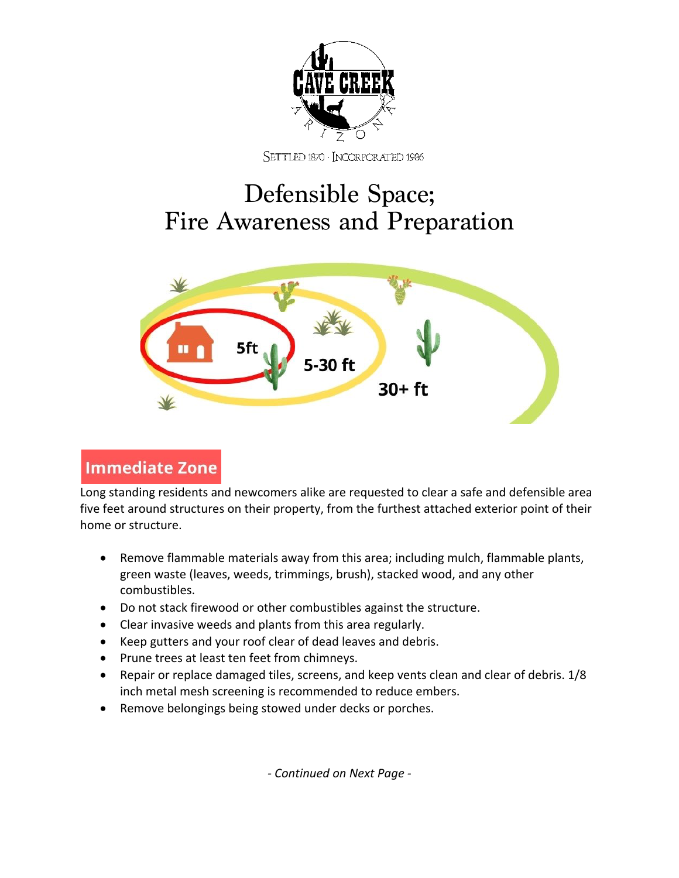CAVE CREEK ARIZONA

SETTLED 1870 · INCORPORATED 1986

# Defensible Space; Fire Awareness and Preparation

5ft

5-30 ft

30+ ft

## Immediate Zone

Long standing residents and newcomers alike are requested to clear a safe and defensible area five feet around structures on their property, from the furthest attached exterior point of their home or structure.

- Remove flammable materials away from this area; including mulch, flammable plants, green waste (leaves, weeds, trimmings, brush), stacked wood, and any other combustibles.
- Do not stack firewood or other combustibles against the structure.
- Clear invasive weeds and plants from this area regularly.
- Keep gutters and your roof clear of dead leaves and debris.
- Prune trees at least ten feet from chimneys.
- Repair or replace damaged tiles, screens, and keep vents clean and clear of debris. 1/8 inch metal mesh screening is recommended to reduce embers.
- Remove belongings being stowed under decks or porches.

*- Continued on Next Page -*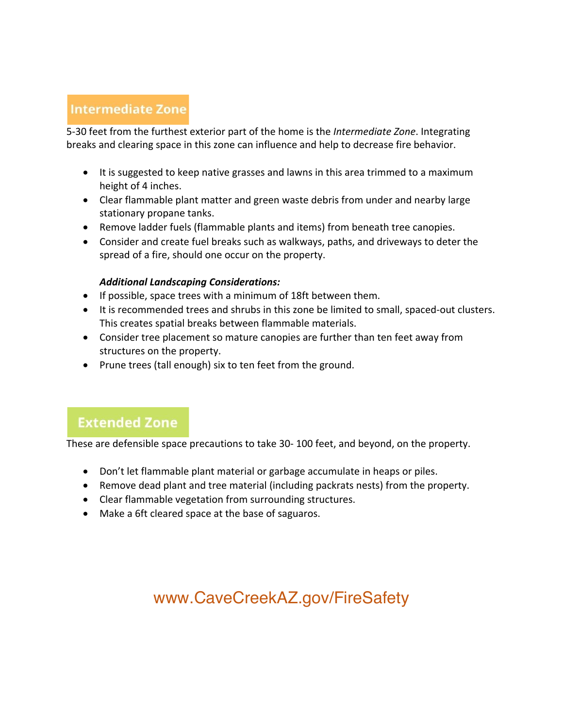## Intermediate Zone

5-30 feet from the furthest exterior part of the home is the *Intermediate Zone*. Integrating breaks and clearing space in this zone can influence and help to decrease fire behavior.

- It is suggested to keep native grasses and lawns in this area trimmed to a maximum height of 4 inches.
- Clear flammable plant matter and green waste debris from under and nearby large stationary propane tanks.
- Remove ladder fuels (flammable plants and items) from beneath tree canopies.
- Consider and create fuel breaks such as walkways, paths, and driveways to deter the spread of a fire, should one occur on the property.

***Additional Landscaping Considerations:***

- If possible, space trees with a minimum of 18ft between them.
- It is recommended trees and shrubs in this zone be limited to small, spaced-out clusters. This creates spatial breaks between flammable materials.
- Consider tree placement so mature canopies are further than ten feet away from structures on the property.
- Prune trees (tall enough) six to ten feet from the ground.

## Extended Zone

These are defensible space precautions to take 30- 100 feet, and beyond, on the property.

- Don't let flammable plant material or garbage accumulate in heaps or piles.
- Remove dead plant and tree material (including packrats nests) from the property.
- Clear flammable vegetation from surrounding structures.
- Make a 6ft cleared space at the base of saguaros.

www.CaveCreekAZ.gov/FireSafety